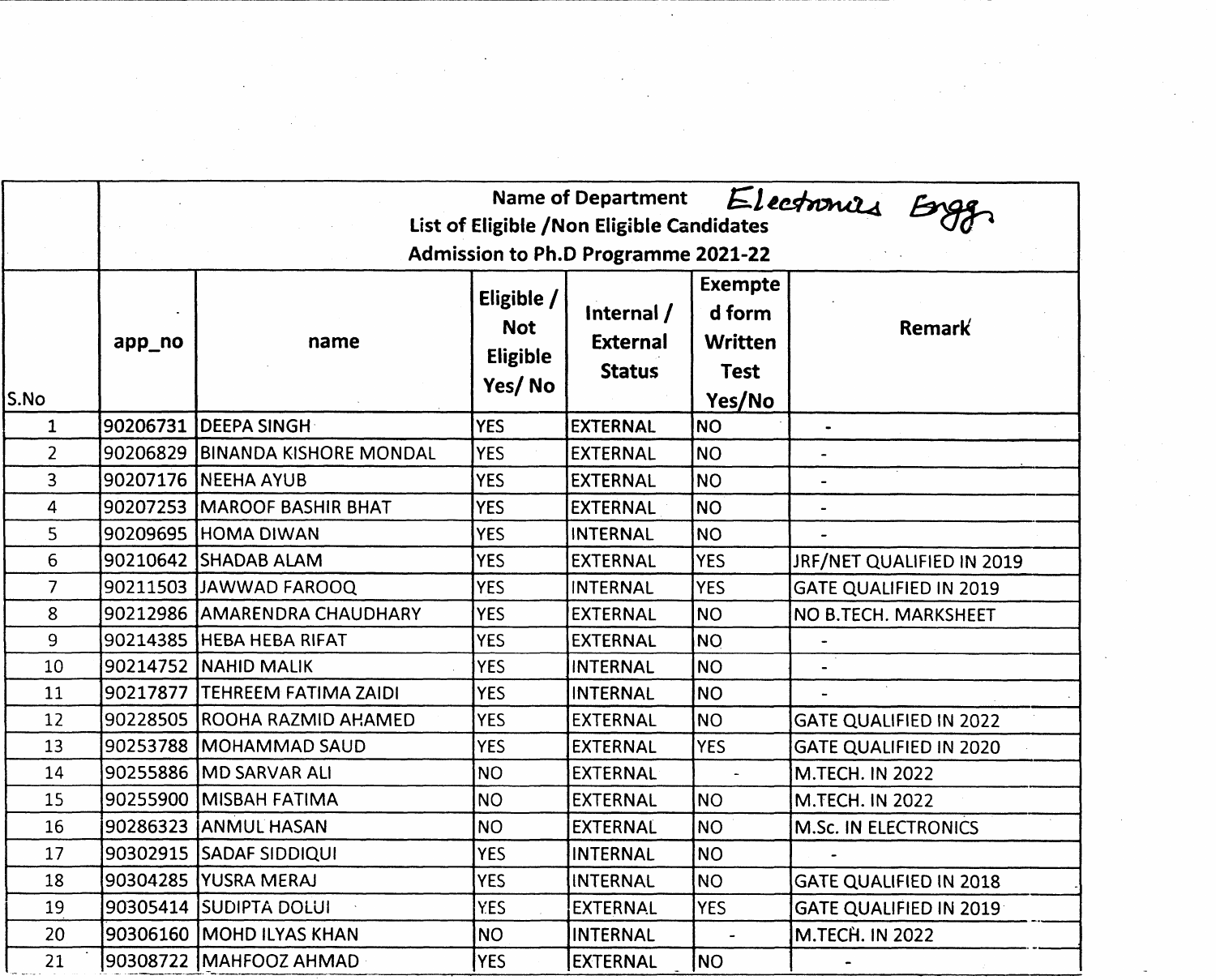| S.No | Name of Department *Electronics Engg.* List of Eligible /Non Eligible Candidates Admission to Ph.D Programme 2021-22 | | | | | |
|---|---|---|---|---|---|---|
| | app_no | name | Eligible / Not Eligible Yes/ No | Internal / External Status | Exempted form Written Test Yes/No | Remark |
| 1 | 90206731 | DEEPA SINGH | YES | EXTERNAL | NO | - |
| 2 | 90206829 | BINANDA KISHORE MONDAL | YES | EXTERNAL | NO | - |
| 3 | 90207176 | NEEHA AYUB | YES | EXTERNAL | NO | - |
| 4 | 90207253 | MAROOF BASHIR BHAT | YES | EXTERNAL | NO | - |
| 5 | 90209695 | HOMA DIWAN | YES | INTERNAL | NO | - |
| 6 | 90210642 | SHADAB ALAM | YES | EXTERNAL | YES | JRF/NET QUALIFIED IN 2019 |
| 7 | 90211503 | JAWWAD FAROOQ | YES | INTERNAL | YES | GATE QUALIFIED IN 2019 |
| 8 | 90212986 | AMARENDRA CHAUDHARY | YES | EXTERNAL | NO | NO B.TECH. MARKSHEET |
| 9 | 90214385 | HEBA HEBA RIFAT | YES | EXTERNAL | NO | - |
| 10 | 90214752 | NAHID MALIK | YES | INTERNAL | NO | - |
| 11 | 90217877 | TEHREEM FATIMA ZAIDI | YES | INTERNAL | NO | - |
| 12 | 90228505 | ROOHA RAZMID AHAMED | YES | EXTERNAL | NO | GATE QUALIFIED IN 2022 |
| 13 | 90253788 | MOHAMMAD SAUD | YES | EXTERNAL | YES | GATE QUALIFIED IN 2020 |
| 14 | 90255886 | MD SARVAR ALI | NO | EXTERNAL | - | M.TECH. IN 2022 |
| 15 | 90255900 | MISBAH FATIMA | NO | EXTERNAL | NO | M.TECH. IN 2022 |
| 16 | 90286323 | ANMUL HASAN | NO | EXTERNAL | NO | M.Sc. IN ELECTRONICS |
| 17 | 90302915 | SADAF SIDDIQUI | YES | INTERNAL | NO | - |
| 18 | 90304285 | YUSRA MERAJ | YES | INTERNAL | NO | GATE QUALIFIED IN 2018 |
| 19 | 90305414 | SUDIPTA DOLUI | YES | EXTERNAL | YES | GATE QUALIFIED IN 2019 |
| 20 | 90306160 | MOHD ILYAS KHAN | NO | INTERNAL | - | M.TECH. IN 2022 |
| 21 | 90308722 | MAHFOOZ AHMAD | YES | EXTERNAL | NO | - |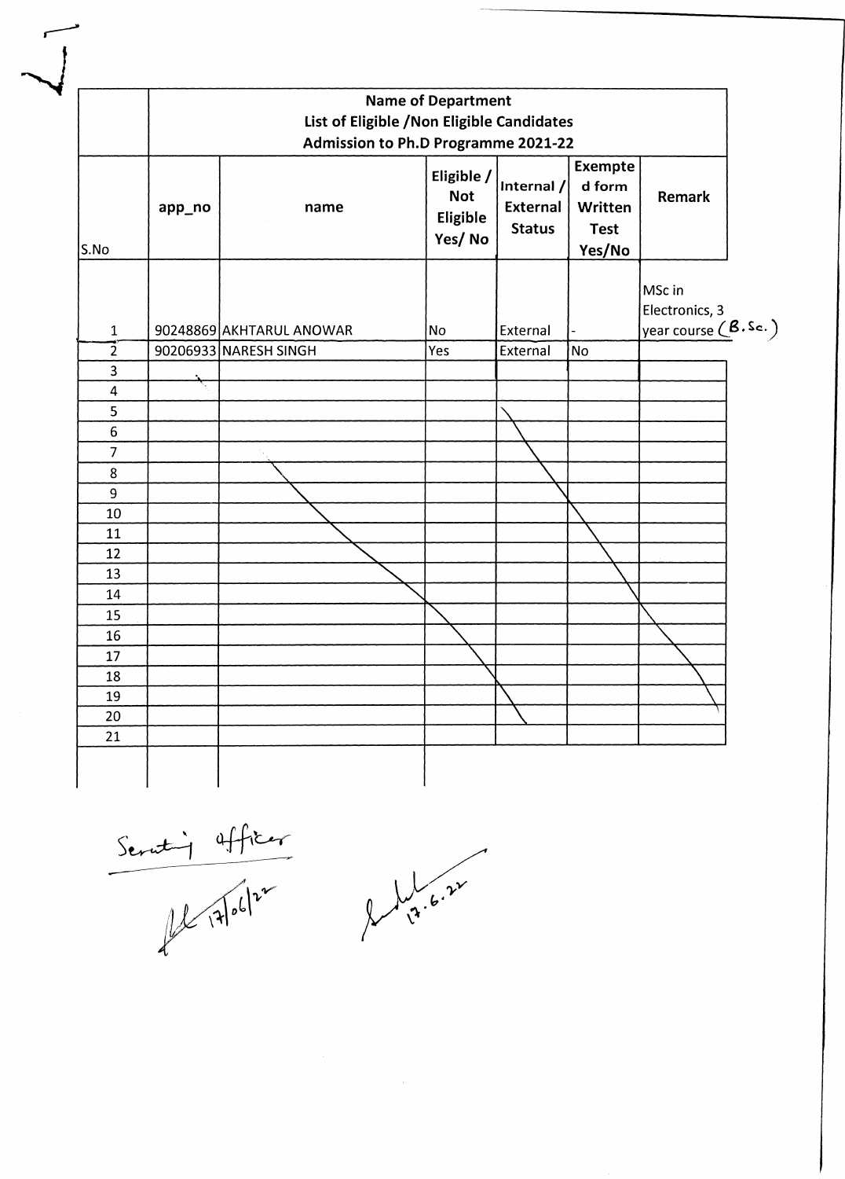| | Name of Department<br>List of Eligible /Non Eligible Candidates<br>Admission to Ph.D Programme 2021-22 | | | | | |
|---|---|---|---|---|---|---|
| S.No | app_no | name | Eligible / Not Eligible Yes/ No | Internal / External Status | Exempted form Written Test Yes/No | Remark |
| 1 | 90248869 | AKHTARUL ANOWAR | No | External | - | MSc in Electronics, 3 year course (B.Sc.) |
| 2 | 90206933 | NARESH SINGH | Yes | External | No | |
| 3 | | | | | | |
| 4 | | | | | | |
| 5 | | | | | | |
| 6 | | | | | | |
| 7 | | | | | | |
| 8 | | | | | | |
| 9 | | | | | | |
| 10 | | | | | | |
| 11 | | | | | | |
| 12 | | | | | | |
| 13 | | | | | | |
| 14 | | | | | | |
| 15 | | | | | | |
| 16 | | | | | | |
| 17 | | | | | | |
| 18 | | | | | | |
| 19 | | | | | | |
| 20 | | | | | | |
| 21 | | | | | | |

Scruting officer

17/06/22

17.6.22